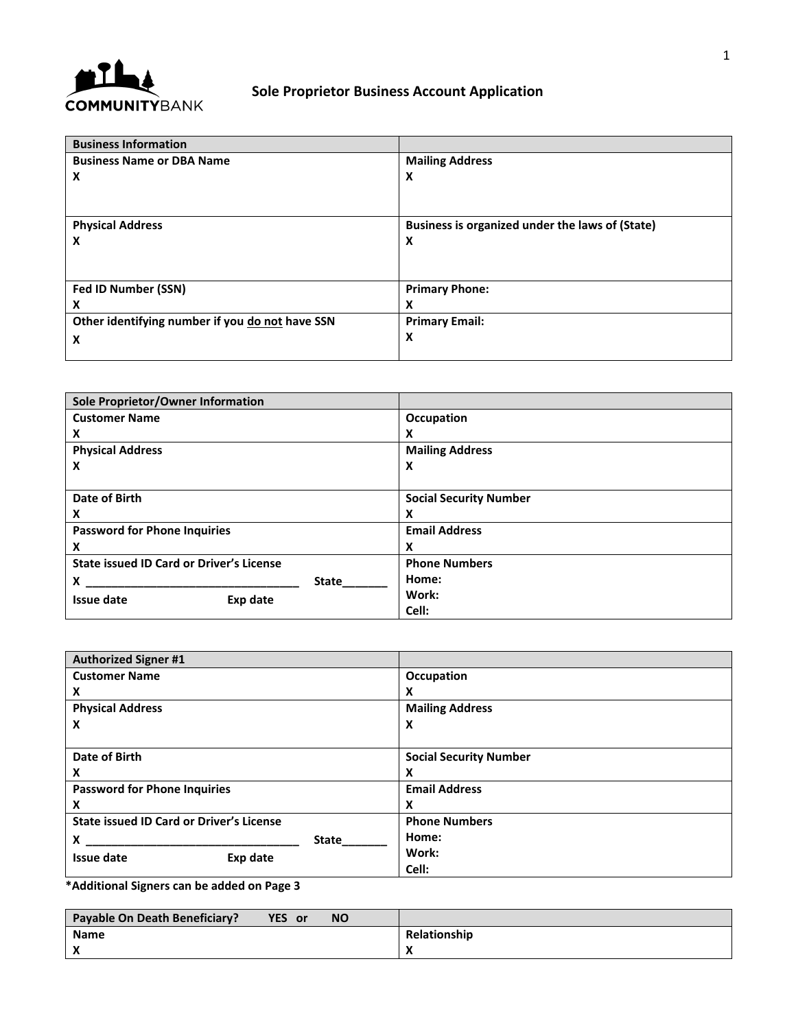COMMUNITYBANK

# Sole Proprietor Business Account Application

| Business Information | |
|---|---|
| **Business Name or DBA Name**<br>**X** | **Mailing Address**<br>**X** |
| **Physical Address**<br>**X** | **Business is organized under the laws of (State)**<br>**X** |
| **Fed ID Number (SSN)**<br>**X** | **Primary Phone:**<br>**X** |
| **Other identifying number if you <u>do not</u> have SSN**<br>**X** | **Primary Email:**<br>**X** |

| Sole Proprietor/Owner Information | |
|---|---|
| **Customer Name**<br>**X** | **Occupation**<br>**X** |
| **Physical Address**<br>**X** | **Mailing Address**<br>**X** |
| **Date of Birth**<br>**X** | **Social Security Number**<br>**X** |
| **Password for Phone Inquiries**<br>**X** | **Email Address**<br>**X** |
| **State issued ID Card or Driver's License**<br>**X** _________________________________ **State**_______<br>**Issue date** **Exp date** | **Phone Numbers**<br>**Home:**<br>**Work:**<br>**Cell:** |

| Authorized Signer #1 | |
|---|---|
| **Customer Name**<br>**X** | **Occupation**<br>**X** |
| **Physical Address**<br>**X** | **Mailing Address**<br>**X** |
| **Date of Birth**<br>**X** | **Social Security Number**<br>**X** |
| **Password for Phone Inquiries**<br>**X** | **Email Address**<br>**X** |
| **State issued ID Card or Driver's License**<br>**X** _________________________________ **State**_______<br>**Issue date** **Exp date** | **Phone Numbers**<br>**Home:**<br>**Work:**<br>**Cell:** |

**\*Additional Signers can be added on Page 3**

| Payable On Death Beneficiary? YES or NO | |
|---|---|
| **Name**<br>**X** | **Relationship**<br>**X** |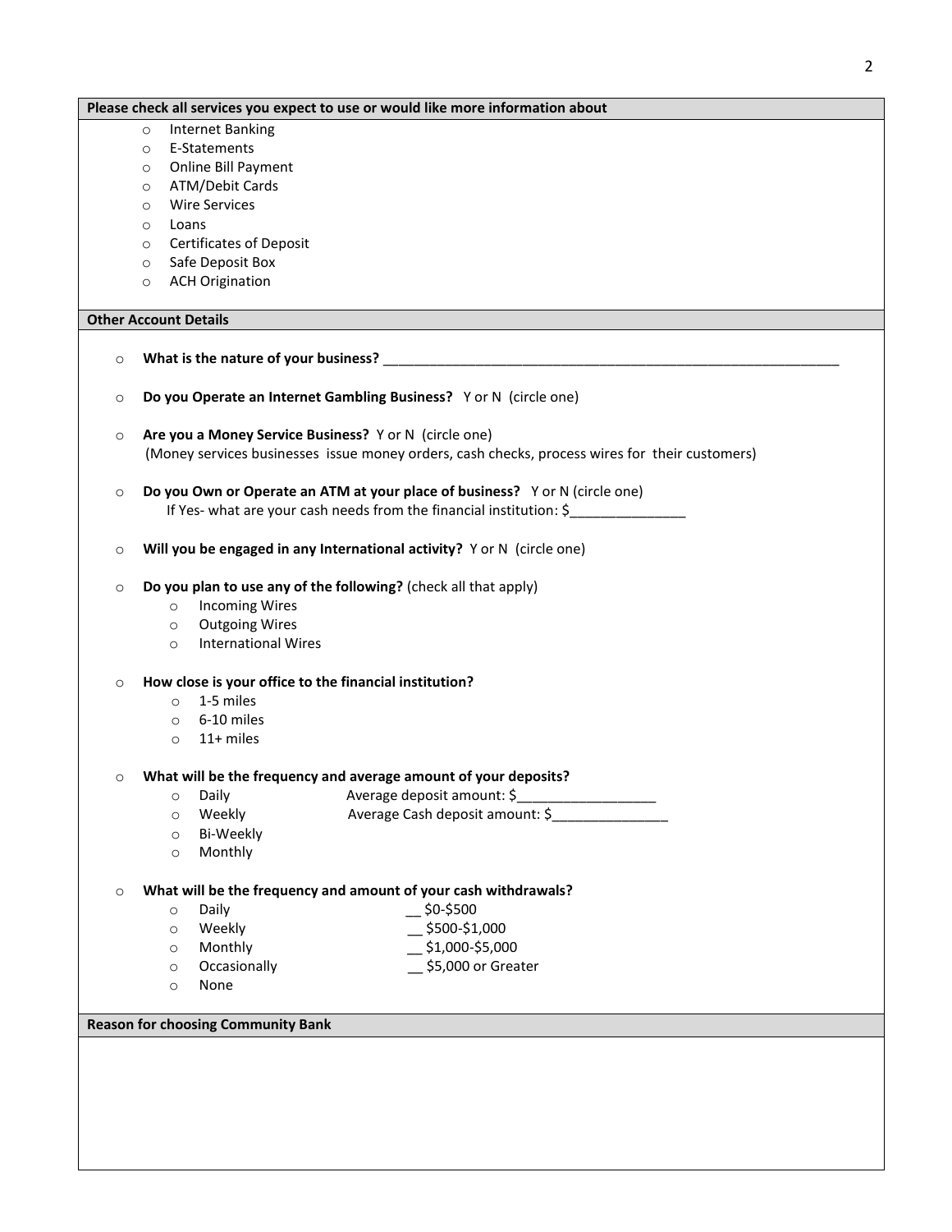**Please check all services you expect to use or would like more information about**

- Internet Banking
- E-Statements
- Online Bill Payment
- ATM/Debit Cards
- Wire Services
- Loans
- Certificates of Deposit
- Safe Deposit Box
- ACH Origination

**Other Account Details**

- **What is the nature of your business?** ______________________________________________________________
- **Do you Operate an Internet Gambling Business?** Y or N (circle one)
- **Are you a Money Service Business?** Y or N (circle one)
  (Money services businesses issue money orders, cash checks, process wires for their customers)
- **Do you Own or Operate an ATM at your place of business?** Y or N (circle one)
  If Yes- what are your cash needs from the financial institution: $_______________
- **Will you be engaged in any International activity?** Y or N (circle one)
- **Do you plan to use any of the following?** (check all that apply)
  - Incoming Wires
  - Outgoing Wires
  - International Wires
- **How close is your office to the financial institution?**
  - 1-5 miles
  - 6-10 miles
  - 11+ miles
- **What will be the frequency and average amount of your deposits?**
  - Daily — Average deposit amount: $_________________
  - Weekly — Average Cash deposit amount: $_______________
  - Bi-Weekly
  - Monthly
- **What will be the frequency and amount of your cash withdrawals?**
  - Daily — __ $0-$500
  - Weekly — __ $500-$1,000
  - Monthly — __ $1,000-$5,000
  - Occasionally — __ $5,000 or Greater
  - None

**Reason for choosing Community Bank**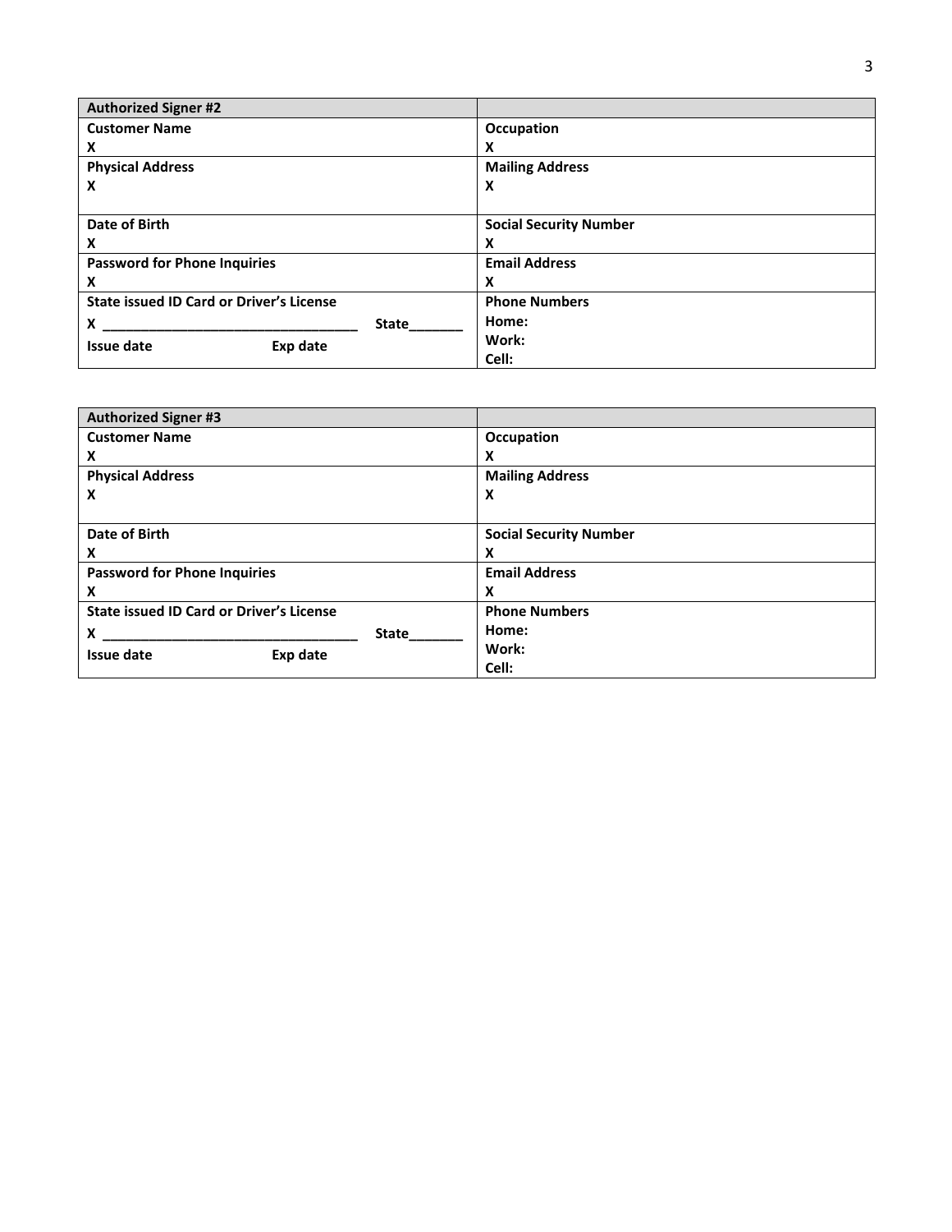| Authorized Signer #2 | |
|---|---|
| **Customer Name**<br>X | **Occupation**<br>X |
| **Physical Address**<br>X | **Mailing Address**<br>X |
| **Date of Birth**<br>X | **Social Security Number**<br>X |
| **Password for Phone Inquiries**<br>X | **Email Address**<br>X |
| **State issued ID Card or Driver's License**<br>X ________________________________ State_______<br>**Issue date** **Exp date** | **Phone Numbers**<br>**Home:**<br>**Work:**<br>**Cell:** |

| Authorized Signer #3 | |
|---|---|
| **Customer Name**<br>X | **Occupation**<br>X |
| **Physical Address**<br>X | **Mailing Address**<br>X |
| **Date of Birth**<br>X | **Social Security Number**<br>X |
| **Password for Phone Inquiries**<br>X | **Email Address**<br>X |
| **State issued ID Card or Driver's License**<br>X ________________________________ State_______<br>**Issue date** **Exp date** | **Phone Numbers**<br>**Home:**<br>**Work:**<br>**Cell:** |